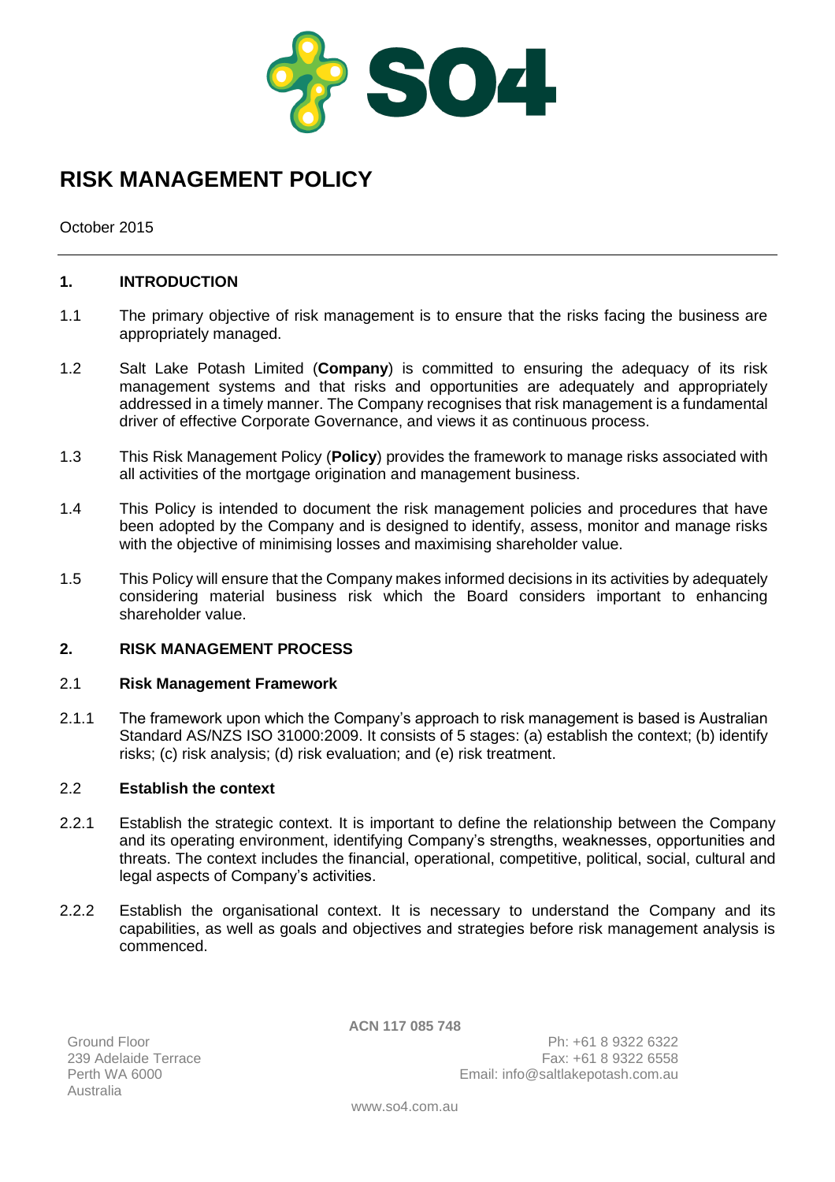# RISK MANAGEMENT POLICY

October 2015

---

## 1. INTRODUCTION

1.1 The primary objective of risk management is to ensure that the risks facing the business are appropriately managed.

1.2 Salt Lake Potash Limited (**Company**) is committed to ensuring the adequacy of its risk management systems and that risks and opportunities are adequately and appropriately addressed in a timely manner. The Company recognises that risk management is a fundamental driver of effective Corporate Governance, and views it as continuous process.

1.3 This Risk Management Policy (**Policy**) provides the framework to manage risks associated with all activities of the mortgage origination and management business.

1.4 This Policy is intended to document the risk management policies and procedures that have been adopted by the Company and is designed to identify, assess, monitor and manage risks with the objective of minimising losses and maximising shareholder value.

1.5 This Policy will ensure that the Company makes informed decisions in its activities by adequately considering material business risk which the Board considers important to enhancing shareholder value.

## 2. RISK MANAGEMENT PROCESS

### 2.1 Risk Management Framework

2.1.1 The framework upon which the Company's approach to risk management is based is Australian Standard AS/NZS ISO 31000:2009. It consists of 5 stages: (a) establish the context; (b) identify risks; (c) risk analysis; (d) risk evaluation; and (e) risk treatment.

### 2.2 Establish the context

2.2.1 Establish the strategic context. It is important to define the relationship between the Company and its operating environment, identifying Company's strengths, weaknesses, opportunities and threats. The context includes the financial, operational, competitive, political, social, cultural and legal aspects of Company's activities.

2.2.2 Establish the organisational context. It is necessary to understand the Company and its capabilities, as well as goals and objectives and strategies before risk management analysis is commenced.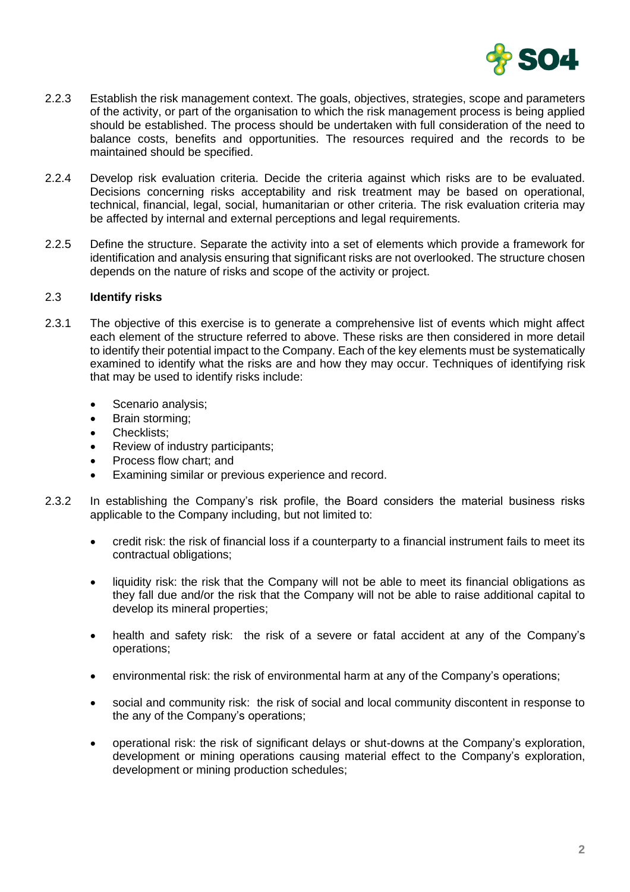2.2.3 Establish the risk management context. The goals, objectives, strategies, scope and parameters of the activity, or part of the organisation to which the risk management process is being applied should be established. The process should be undertaken with full consideration of the need to balance costs, benefits and opportunities. The resources required and the records to be maintained should be specified.

2.2.4 Develop risk evaluation criteria. Decide the criteria against which risks are to be evaluated. Decisions concerning risks acceptability and risk treatment may be based on operational, technical, financial, legal, social, humanitarian or other criteria. The risk evaluation criteria may be affected by internal and external perceptions and legal requirements.

2.2.5 Define the structure. Separate the activity into a set of elements which provide a framework for identification and analysis ensuring that significant risks are not overlooked. The structure chosen depends on the nature of risks and scope of the activity or project.

### 2.3 Identify risks

2.3.1 The objective of this exercise is to generate a comprehensive list of events which might affect each element of the structure referred to above. These risks are then considered in more detail to identify their potential impact to the Company. Each of the key elements must be systematically examined to identify what the risks are and how they may occur. Techniques of identifying risk that may be used to identify risks include:

- Scenario analysis;
- Brain storming;
- Checklists;
- Review of industry participants;
- Process flow chart; and
- Examining similar or previous experience and record.

2.3.2 In establishing the Company's risk profile, the Board considers the material business risks applicable to the Company including, but not limited to:

- credit risk: the risk of financial loss if a counterparty to a financial instrument fails to meet its contractual obligations;
- liquidity risk: the risk that the Company will not be able to meet its financial obligations as they fall due and/or the risk that the Company will not be able to raise additional capital to develop its mineral properties;
- health and safety risk: the risk of a severe or fatal accident at any of the Company's operations;
- environmental risk: the risk of environmental harm at any of the Company's operations;
- social and community risk: the risk of social and local community discontent in response to the any of the Company's operations;
- operational risk: the risk of significant delays or shut-downs at the Company's exploration, development or mining operations causing material effect to the Company's exploration, development or mining production schedules;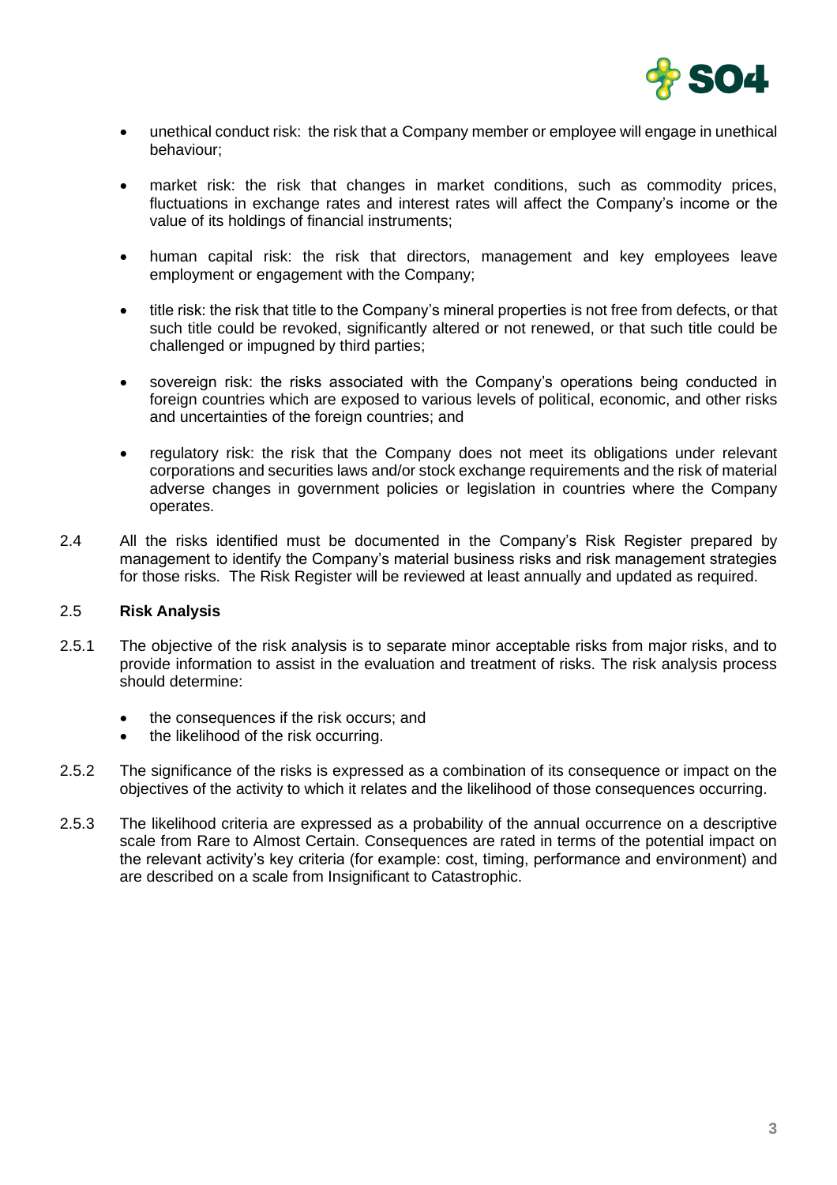- unethical conduct risk: the risk that a Company member or employee will engage in unethical behaviour;

- market risk: the risk that changes in market conditions, such as commodity prices, fluctuations in exchange rates and interest rates will affect the Company's income or the value of its holdings of financial instruments;

- human capital risk: the risk that directors, management and key employees leave employment or engagement with the Company;

- title risk: the risk that title to the Company's mineral properties is not free from defects, or that such title could be revoked, significantly altered or not renewed, or that such title could be challenged or impugned by third parties;

- sovereign risk: the risks associated with the Company's operations being conducted in foreign countries which are exposed to various levels of political, economic, and other risks and uncertainties of the foreign countries; and

- regulatory risk: the risk that the Company does not meet its obligations under relevant corporations and securities laws and/or stock exchange requirements and the risk of material adverse changes in government policies or legislation in countries where the Company operates.

2.4 All the risks identified must be documented in the Company's Risk Register prepared by management to identify the Company's material business risks and risk management strategies for those risks. The Risk Register will be reviewed at least annually and updated as required.

2.5 **Risk Analysis**

2.5.1 The objective of the risk analysis is to separate minor acceptable risks from major risks, and to provide information to assist in the evaluation and treatment of risks. The risk analysis process should determine:

- the consequences if the risk occurs; and
- the likelihood of the risk occurring.

2.5.2 The significance of the risks is expressed as a combination of its consequence or impact on the objectives of the activity to which it relates and the likelihood of those consequences occurring.

2.5.3 The likelihood criteria are expressed as a probability of the annual occurrence on a descriptive scale from Rare to Almost Certain. Consequences are rated in terms of the potential impact on the relevant activity's key criteria (for example: cost, timing, performance and environment) and are described on a scale from Insignificant to Catastrophic.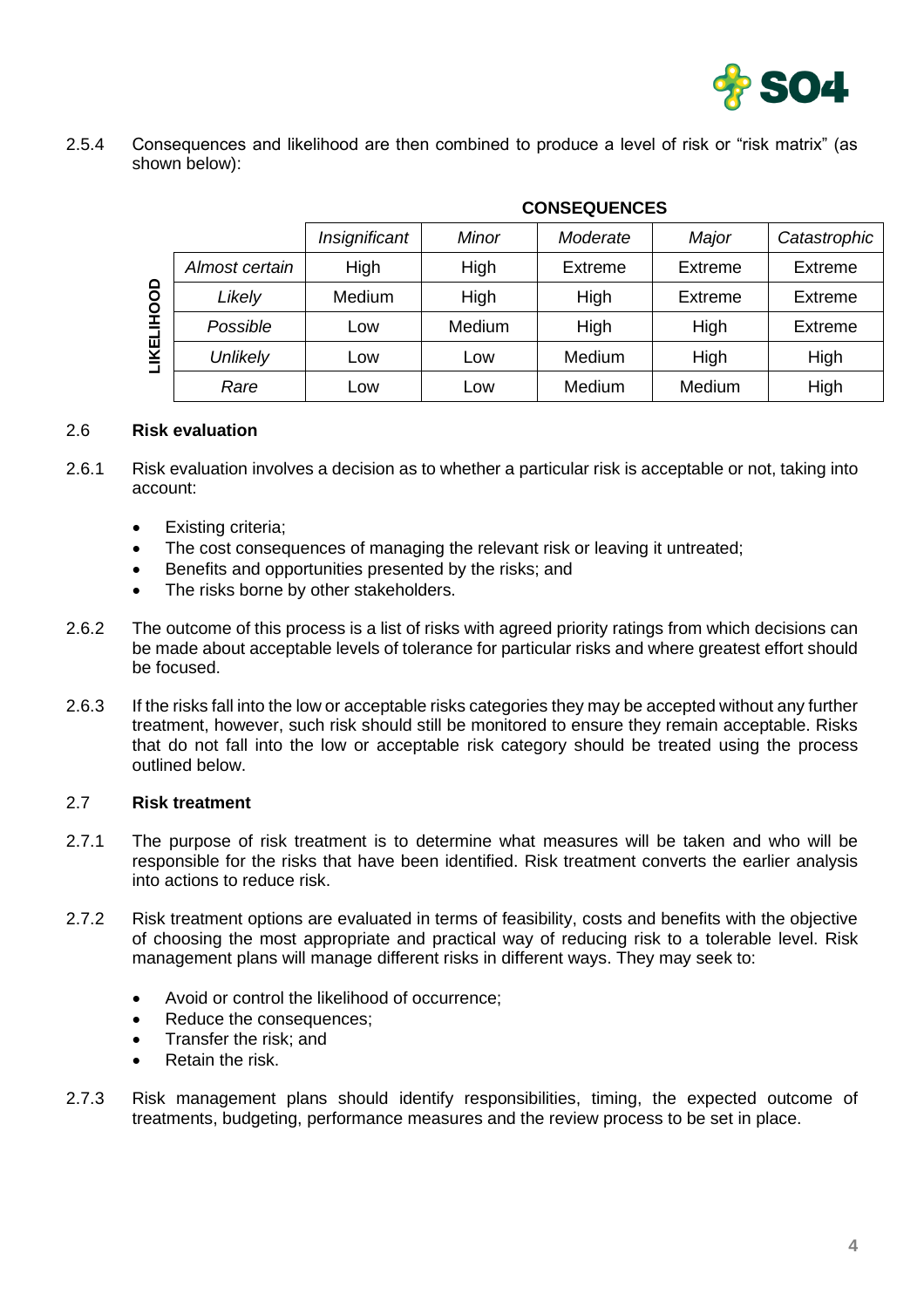2.5.4 Consequences and likelihood are then combined to produce a level of risk or "risk matrix" (as shown below):

| LIKELIHOOD | | CONSEQUENCES | | | | |
|---|---|---|---|---|---|---|
| | | *Insignificant* | *Minor* | *Moderate* | *Major* | *Catastrophic* |
| | *Almost certain* | High | High | Extreme | Extreme | Extreme |
| | *Likely* | Medium | High | High | Extreme | Extreme |
| | *Possible* | Low | Medium | High | High | Extreme |
| | *Unlikely* | Low | Low | Medium | High | High |
| | *Rare* | Low | Low | Medium | Medium | High |

## 2.6 Risk evaluation

2.6.1 Risk evaluation involves a decision as to whether a particular risk is acceptable or not, taking into account:

- Existing criteria;
- The cost consequences of managing the relevant risk or leaving it untreated;
- Benefits and opportunities presented by the risks; and
- The risks borne by other stakeholders.

2.6.2 The outcome of this process is a list of risks with agreed priority ratings from which decisions can be made about acceptable levels of tolerance for particular risks and where greatest effort should be focused.

2.6.3 If the risks fall into the low or acceptable risks categories they may be accepted without any further treatment, however, such risk should still be monitored to ensure they remain acceptable. Risks that do not fall into the low or acceptable risk category should be treated using the process outlined below.

## 2.7 Risk treatment

2.7.1 The purpose of risk treatment is to determine what measures will be taken and who will be responsible for the risks that have been identified. Risk treatment converts the earlier analysis into actions to reduce risk.

2.7.2 Risk treatment options are evaluated in terms of feasibility, costs and benefits with the objective of choosing the most appropriate and practical way of reducing risk to a tolerable level. Risk management plans will manage different risks in different ways. They may seek to:

- Avoid or control the likelihood of occurrence;
- Reduce the consequences;
- Transfer the risk; and
- Retain the risk.

2.7.3 Risk management plans should identify responsibilities, timing, the expected outcome of treatments, budgeting, performance measures and the review process to be set in place.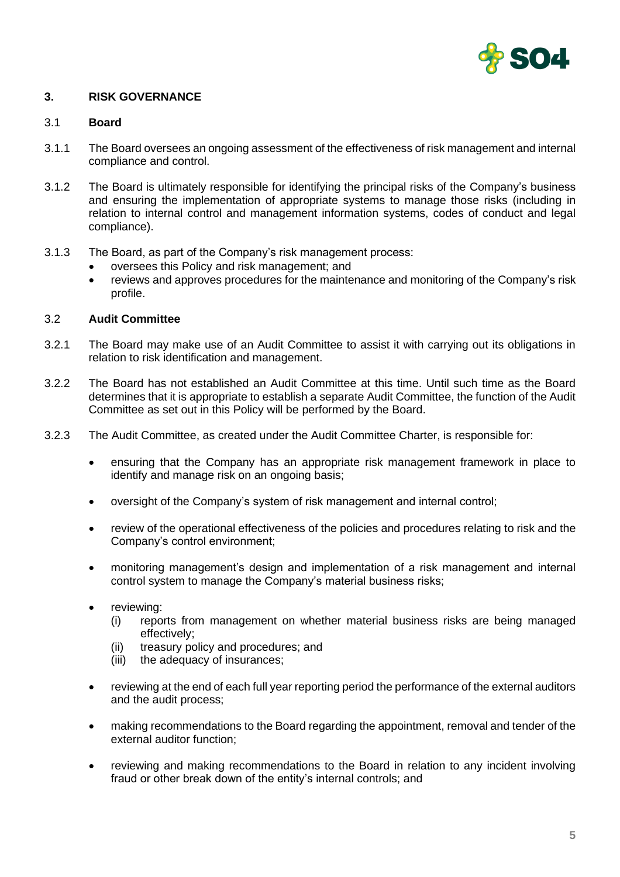## 3. RISK GOVERNANCE

### 3.1 Board

3.1.1 The Board oversees an ongoing assessment of the effectiveness of risk management and internal compliance and control.

3.1.2 The Board is ultimately responsible for identifying the principal risks of the Company's business and ensuring the implementation of appropriate systems to manage those risks (including in relation to internal control and management information systems, codes of conduct and legal compliance).

3.1.3 The Board, as part of the Company's risk management process:

- oversees this Policy and risk management; and
- reviews and approves procedures for the maintenance and monitoring of the Company's risk profile.

### 3.2 Audit Committee

3.2.1 The Board may make use of an Audit Committee to assist it with carrying out its obligations in relation to risk identification and management.

3.2.2 The Board has not established an Audit Committee at this time. Until such time as the Board determines that it is appropriate to establish a separate Audit Committee, the function of the Audit Committee as set out in this Policy will be performed by the Board.

3.2.3 The Audit Committee, as created under the Audit Committee Charter, is responsible for:

- ensuring that the Company has an appropriate risk management framework in place to identify and manage risk on an ongoing basis;
- oversight of the Company's system of risk management and internal control;
- review of the operational effectiveness of the policies and procedures relating to risk and the Company's control environment;
- monitoring management's design and implementation of a risk management and internal control system to manage the Company's material business risks;
- reviewing:
  - (i) reports from management on whether material business risks are being managed effectively;
  - (ii) treasury policy and procedures; and
  - (iii) the adequacy of insurances;
- reviewing at the end of each full year reporting period the performance of the external auditors and the audit process;
- making recommendations to the Board regarding the appointment, removal and tender of the external auditor function;
- reviewing and making recommendations to the Board in relation to any incident involving fraud or other break down of the entity's internal controls; and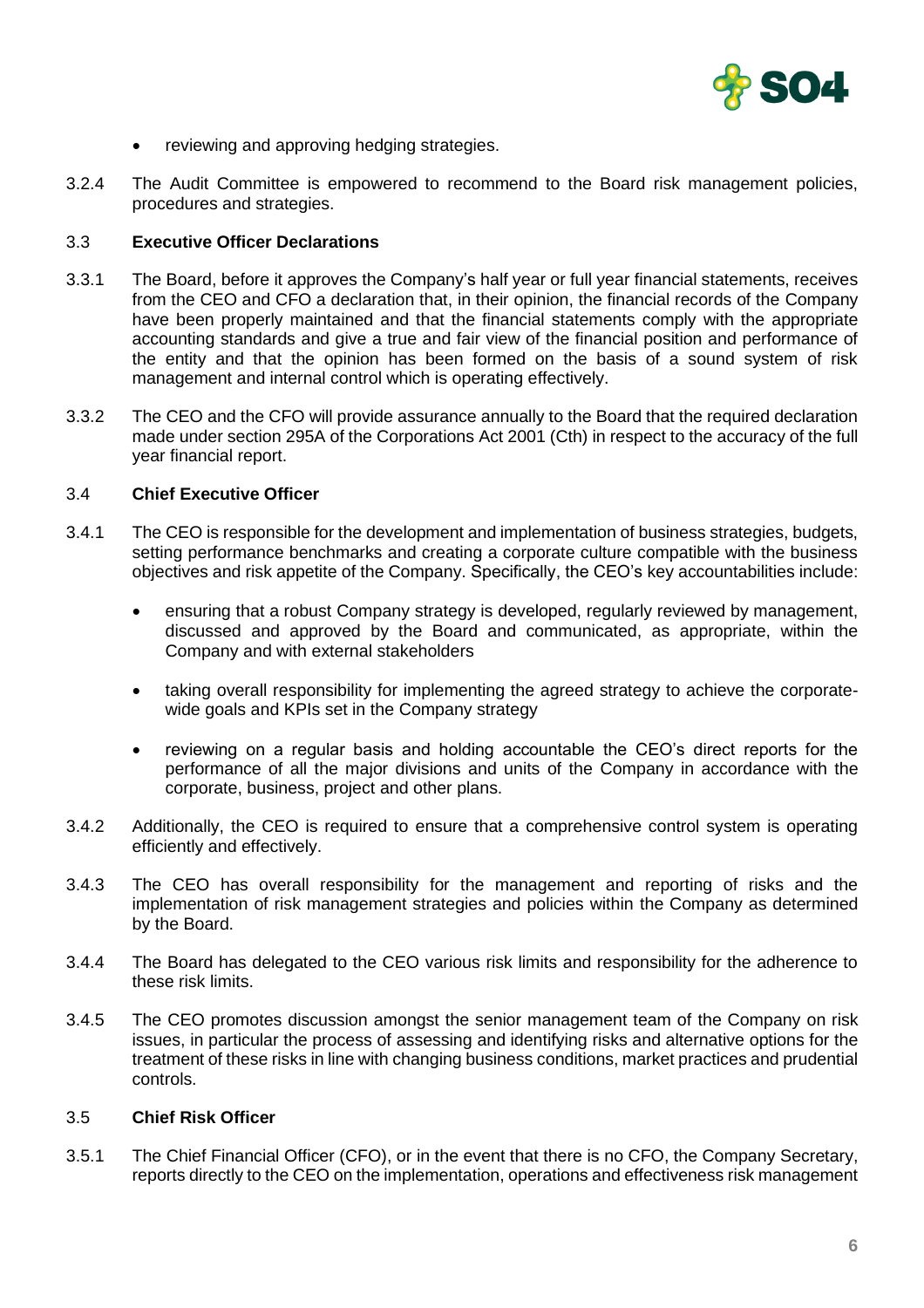- reviewing and approving hedging strategies.

3.2.4 The Audit Committee is empowered to recommend to the Board risk management policies, procedures and strategies.

### 3.3 Executive Officer Declarations

3.3.1 The Board, before it approves the Company's half year or full year financial statements, receives from the CEO and CFO a declaration that, in their opinion, the financial records of the Company have been properly maintained and that the financial statements comply with the appropriate accounting standards and give a true and fair view of the financial position and performance of the entity and that the opinion has been formed on the basis of a sound system of risk management and internal control which is operating effectively.

3.3.2 The CEO and the CFO will provide assurance annually to the Board that the required declaration made under section 295A of the Corporations Act 2001 (Cth) in respect to the accuracy of the full year financial report.

### 3.4 Chief Executive Officer

3.4.1 The CEO is responsible for the development and implementation of business strategies, budgets, setting performance benchmarks and creating a corporate culture compatible with the business objectives and risk appetite of the Company. Specifically, the CEO's key accountabilities include:

- ensuring that a robust Company strategy is developed, regularly reviewed by management, discussed and approved by the Board and communicated, as appropriate, within the Company and with external stakeholders
- taking overall responsibility for implementing the agreed strategy to achieve the corporate-wide goals and KPIs set in the Company strategy
- reviewing on a regular basis and holding accountable the CEO's direct reports for the performance of all the major divisions and units of the Company in accordance with the corporate, business, project and other plans.

3.4.2 Additionally, the CEO is required to ensure that a comprehensive control system is operating efficiently and effectively.

3.4.3 The CEO has overall responsibility for the management and reporting of risks and the implementation of risk management strategies and policies within the Company as determined by the Board.

3.4.4 The Board has delegated to the CEO various risk limits and responsibility for the adherence to these risk limits.

3.4.5 The CEO promotes discussion amongst the senior management team of the Company on risk issues, in particular the process of assessing and identifying risks and alternative options for the treatment of these risks in line with changing business conditions, market practices and prudential controls.

### 3.5 Chief Risk Officer

3.5.1 The Chief Financial Officer (CFO), or in the event that there is no CFO, the Company Secretary, reports directly to the CEO on the implementation, operations and effectiveness risk management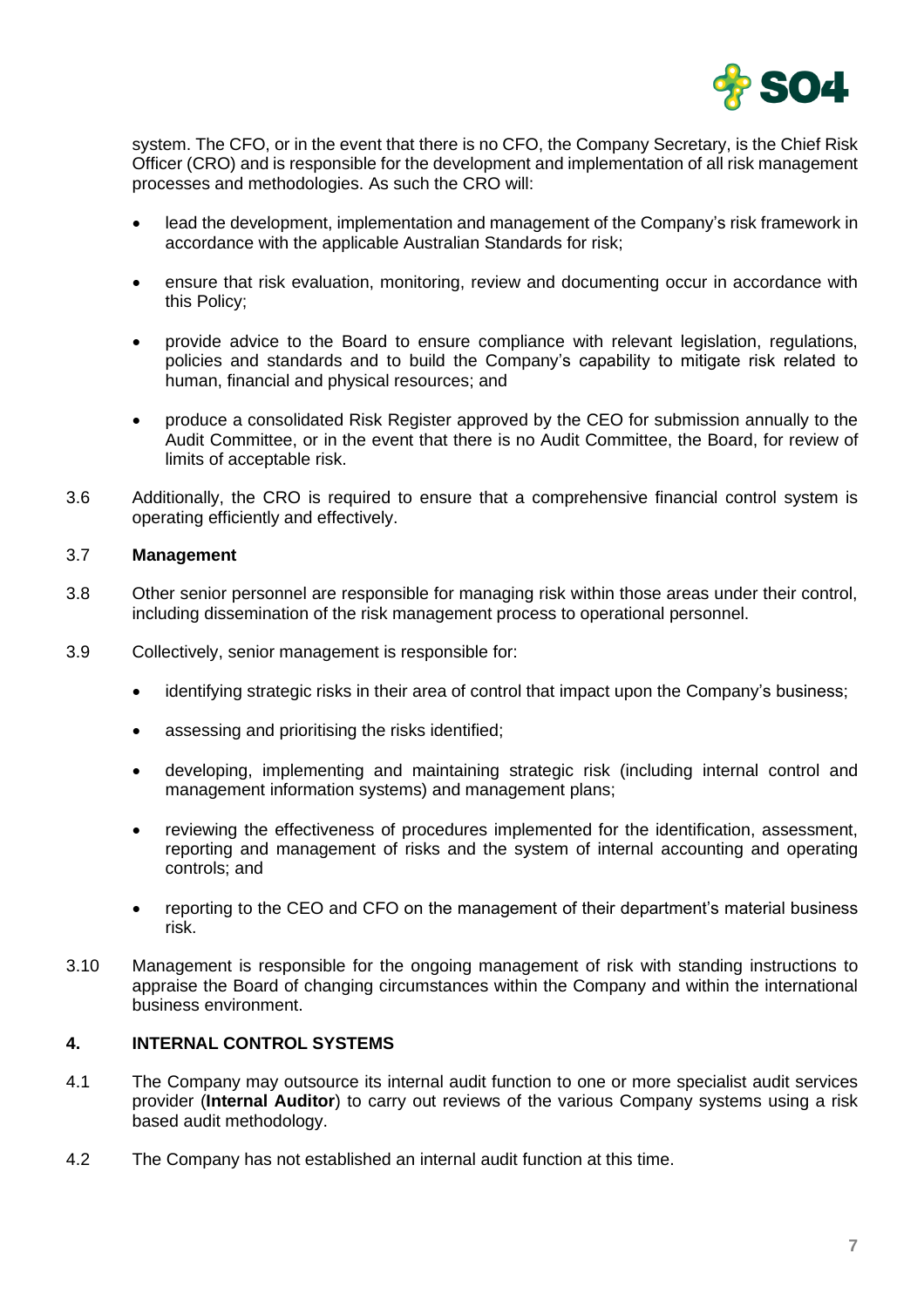system. The CFO, or in the event that there is no CFO, the Company Secretary, is the Chief Risk Officer (CRO) and is responsible for the development and implementation of all risk management processes and methodologies. As such the CRO will:

- lead the development, implementation and management of the Company's risk framework in accordance with the applicable Australian Standards for risk;
- ensure that risk evaluation, monitoring, review and documenting occur in accordance with this Policy;
- provide advice to the Board to ensure compliance with relevant legislation, regulations, policies and standards and to build the Company's capability to mitigate risk related to human, financial and physical resources; and
- produce a consolidated Risk Register approved by the CEO for submission annually to the Audit Committee, or in the event that there is no Audit Committee, the Board, for review of limits of acceptable risk.

3.6 Additionally, the CRO is required to ensure that a comprehensive financial control system is operating efficiently and effectively.

3.7 **Management**

3.8 Other senior personnel are responsible for managing risk within those areas under their control, including dissemination of the risk management process to operational personnel.

3.9 Collectively, senior management is responsible for:

- identifying strategic risks in their area of control that impact upon the Company's business;
- assessing and prioritising the risks identified;
- developing, implementing and maintaining strategic risk (including internal control and management information systems) and management plans;
- reviewing the effectiveness of procedures implemented for the identification, assessment, reporting and management of risks and the system of internal accounting and operating controls; and
- reporting to the CEO and CFO on the management of their department's material business risk.

3.10 Management is responsible for the ongoing management of risk with standing instructions to appraise the Board of changing circumstances within the Company and within the international business environment.

## 4. INTERNAL CONTROL SYSTEMS

4.1 The Company may outsource its internal audit function to one or more specialist audit services provider (**Internal Auditor**) to carry out reviews of the various Company systems using a risk based audit methodology.

4.2 The Company has not established an internal audit function at this time.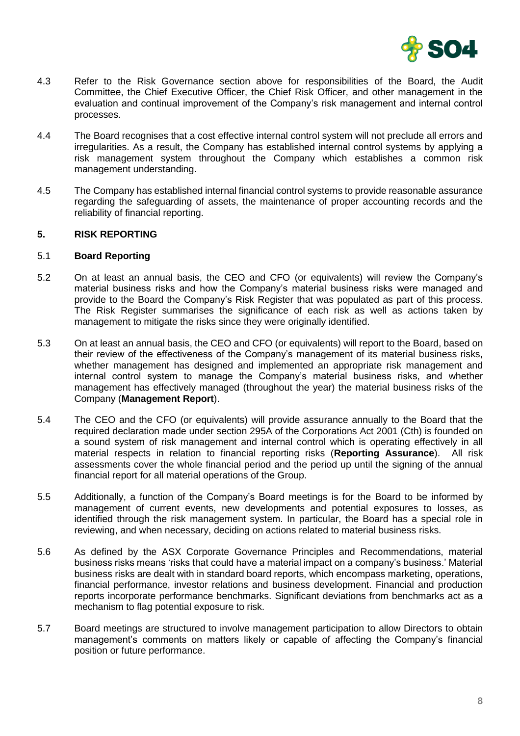4.3 Refer to the Risk Governance section above for responsibilities of the Board, the Audit Committee, the Chief Executive Officer, the Chief Risk Officer, and other management in the evaluation and continual improvement of the Company's risk management and internal control processes.

4.4 The Board recognises that a cost effective internal control system will not preclude all errors and irregularities. As a result, the Company has established internal control systems by applying a risk management system throughout the Company which establishes a common risk management understanding.

4.5 The Company has established internal financial control systems to provide reasonable assurance regarding the safeguarding of assets, the maintenance of proper accounting records and the reliability of financial reporting.

## 5. RISK REPORTING

### 5.1 Board Reporting

5.2 On at least an annual basis, the CEO and CFO (or equivalents) will review the Company's material business risks and how the Company's material business risks were managed and provide to the Board the Company's Risk Register that was populated as part of this process. The Risk Register summarises the significance of each risk as well as actions taken by management to mitigate the risks since they were originally identified.

5.3 On at least an annual basis, the CEO and CFO (or equivalents) will report to the Board, based on their review of the effectiveness of the Company's management of its material business risks, whether management has designed and implemented an appropriate risk management and internal control system to manage the Company's material business risks, and whether management has effectively managed (throughout the year) the material business risks of the Company (**Management Report**).

5.4 The CEO and the CFO (or equivalents) will provide assurance annually to the Board that the required declaration made under section 295A of the Corporations Act 2001 (Cth) is founded on a sound system of risk management and internal control which is operating effectively in all material respects in relation to financial reporting risks (**Reporting Assurance**). All risk assessments cover the whole financial period and the period up until the signing of the annual financial report for all material operations of the Group.

5.5 Additionally, a function of the Company's Board meetings is for the Board to be informed by management of current events, new developments and potential exposures to losses, as identified through the risk management system. In particular, the Board has a special role in reviewing, and when necessary, deciding on actions related to material business risks.

5.6 As defined by the ASX Corporate Governance Principles and Recommendations, material business risks means 'risks that could have a material impact on a company's business.' Material business risks are dealt with in standard board reports, which encompass marketing, operations, financial performance, investor relations and business development. Financial and production reports incorporate performance benchmarks. Significant deviations from benchmarks act as a mechanism to flag potential exposure to risk.

5.7 Board meetings are structured to involve management participation to allow Directors to obtain management's comments on matters likely or capable of affecting the Company's financial position or future performance.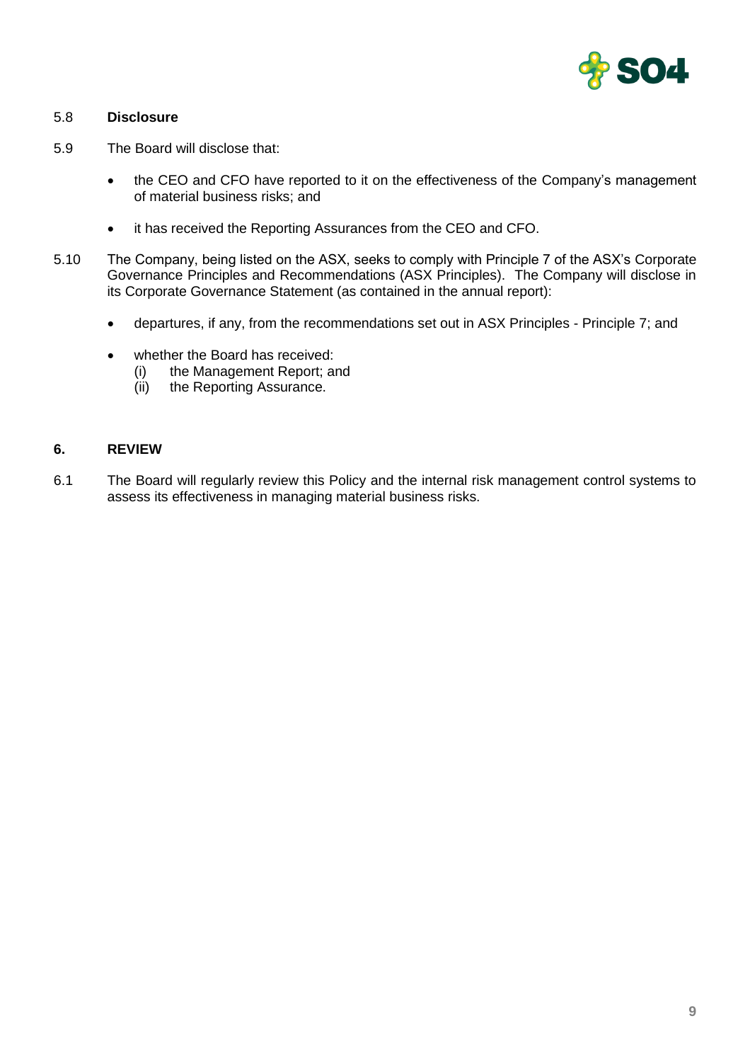5.8 **Disclosure**

5.9 The Board will disclose that:

- the CEO and CFO have reported to it on the effectiveness of the Company's management of material business risks; and

- it has received the Reporting Assurances from the CEO and CFO.

5.10 The Company, being listed on the ASX, seeks to comply with Principle 7 of the ASX's Corporate Governance Principles and Recommendations (ASX Principles). The Company will disclose in its Corporate Governance Statement (as contained in the annual report):

- departures, if any, from the recommendations set out in ASX Principles - Principle 7; and

- whether the Board has received:
  (i) the Management Report; and
  (ii) the Reporting Assurance.

## 6. REVIEW

6.1 The Board will regularly review this Policy and the internal risk management control systems to assess its effectiveness in managing material business risks.